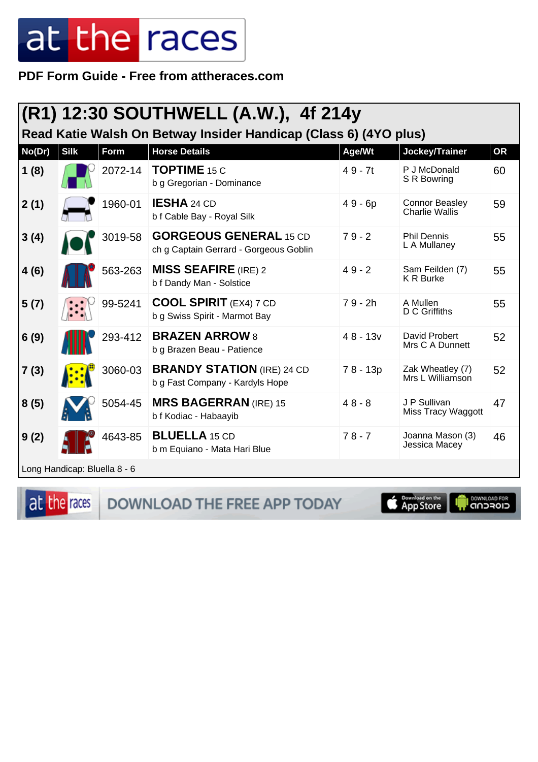PDF Form Guide - Free from attheraces.com

## (R1) 12:30 SOUTHWELL (A.W.), 4f 214y

### Read Katie Walsh On Betway Insider Handicap (Class 6) (4YO plus)

| No(Dr) | Silk | Form | Horse Details | Age/Wt | Jockey/Trainer | OR |
|---|---|---|---|---|---|---|
| 1 (8) | | 2072-14 | **TOPTIME** 15 C<br>b g Gregorian - Dominance | 4 9 - 7t | P J McDonald<br>S R Bowring | 60 |
| 2 (1) | | 1960-01 | **IESHA** 24 CD<br>b f Cable Bay - Royal Silk | 4 9 - 6p | Connor Beasley<br>Charlie Wallis | 59 |
| 3 (4) | | 3019-58 | **GORGEOUS GENERAL** 15 CD<br>ch g Captain Gerrard - Gorgeous Goblin | 7 9 - 2 | Phil Dennis<br>L A Mullaney | 55 |
| 4 (6) | | 563-263 | **MISS SEAFIRE** (IRE) 2<br>b f Dandy Man - Solstice | 4 9 - 2 | Sam Feilden (7)<br>K R Burke | 55 |
| 5 (7) | | 99-5241 | **COOL SPIRIT** (EX4) 7 CD<br>b g Swiss Spirit - Marmot Bay | 7 9 - 2h | A Mullen<br>D C Griffiths | 55 |
| 6 (9) | | 293-412 | **BRAZEN ARROW** 8<br>b g Brazen Beau - Patience | 4 8 - 13v | David Probert<br>Mrs C A Dunnett | 52 |
| 7 (3) | | 3060-03 | **BRANDY STATION** (IRE) 24 CD<br>b g Fast Company - Kardyls Hope | 7 8 - 13p | Zak Wheatley (7)<br>Mrs L Williamson | 52 |
| 8 (5) | | 5054-45 | **MRS BAGERRAN** (IRE) 15<br>b f Kodiac - Habaayib | 4 8 - 8 | J P Sullivan<br>Miss Tracy Waggott | 47 |
| 9 (2) | | 4643-85 | **BLUELLA** 15 CD<br>b m Equiano - Mata Hari Blue | 7 8 - 7 | Joanna Mason (3)<br>Jessica Macey | 46 |

Long Handicap: Bluella 8 - 6

DOWNLOAD THE FREE APP TODAY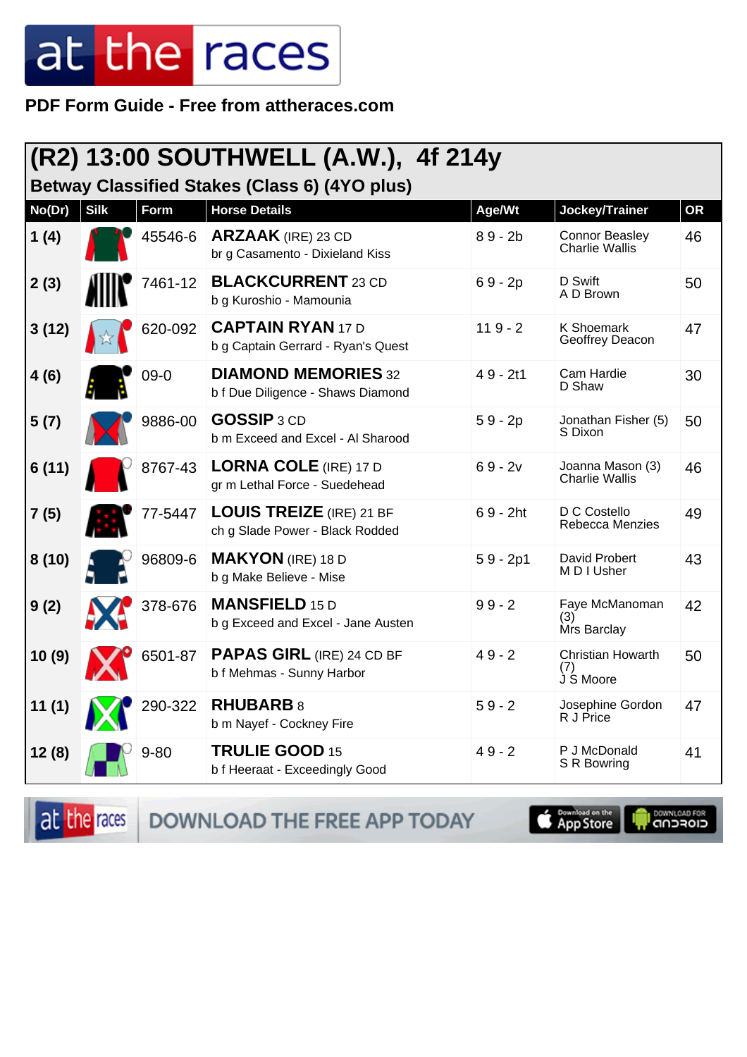# (R2) 13:00 SOUTHWELL (A.W.), 4f 214y

## Betway Classified Stakes (Class 6) (4YO plus)

| No(Dr) | Silk | Form | Horse Details | Age/Wt | Jockey/Trainer | OR |
|---|---|---|---|---|---|---|
| 1 (4) | | 45546-6 | **ARZAAK** (IRE) 23 CD<br>br g Casamento - Dixieland Kiss | 8 9 - 2b | Connor Beasley<br>Charlie Wallis | 46 |
| 2 (3) | | 7461-12 | **BLACKCURRENT** 23 CD<br>b g Kuroshio - Mamounia | 6 9 - 2p | D Swift<br>A D Brown | 50 |
| 3 (12) | | 620-092 | **CAPTAIN RYAN** 17 D<br>b g Captain Gerrard - Ryan's Quest | 11 9 - 2 | K Shoemark<br>Geoffrey Deacon | 47 |
| 4 (6) | | 09-0 | **DIAMOND MEMORIES** 32<br>b f Due Diligence - Shaws Diamond | 4 9 - 2t1 | Cam Hardie<br>D Shaw | 30 |
| 5 (7) | | 9886-00 | **GOSSIP** 3 CD<br>b m Exceed and Excel - Al Sharood | 5 9 - 2p | Jonathan Fisher (5)<br>S Dixon | 50 |
| 6 (11) | | 8767-43 | **LORNA COLE** (IRE) 17 D<br>gr m Lethal Force - Suedehead | 6 9 - 2v | Joanna Mason (3)<br>Charlie Wallis | 46 |
| 7 (5) | | 77-5447 | **LOUIS TREIZE** (IRE) 21 BF<br>ch g Slade Power - Black Rodded | 6 9 - 2ht | D C Costello<br>Rebecca Menzies | 49 |
| 8 (10) | | 96809-6 | **MAKYON** (IRE) 18 D<br>b g Make Believe - Mise | 5 9 - 2p1 | David Probert<br>M D I Usher | 43 |
| 9 (2) | | 378-676 | **MANSFIELD** 15 D<br>b g Exceed and Excel - Jane Austen | 9 9 - 2 | Faye McManoman (3)<br>Mrs Barclay | 42 |
| 10 (9) | | 6501-87 | **PAPAS GIRL** (IRE) 24 CD BF<br>b f Mehmas - Sunny Harbor | 4 9 - 2 | Christian Howarth (7)<br>J S Moore | 50 |
| 11 (1) | | 290-322 | **RHUBARB** 8<br>b m Nayef - Cockney Fire | 5 9 - 2 | Josephine Gordon<br>R J Price | 47 |
| 12 (8) | | 9-80 | **TRULIE GOOD** 15<br>b f Heeraat - Exceedingly Good | 4 9 - 2 | P J McDonald<br>S R Bowring | 41 |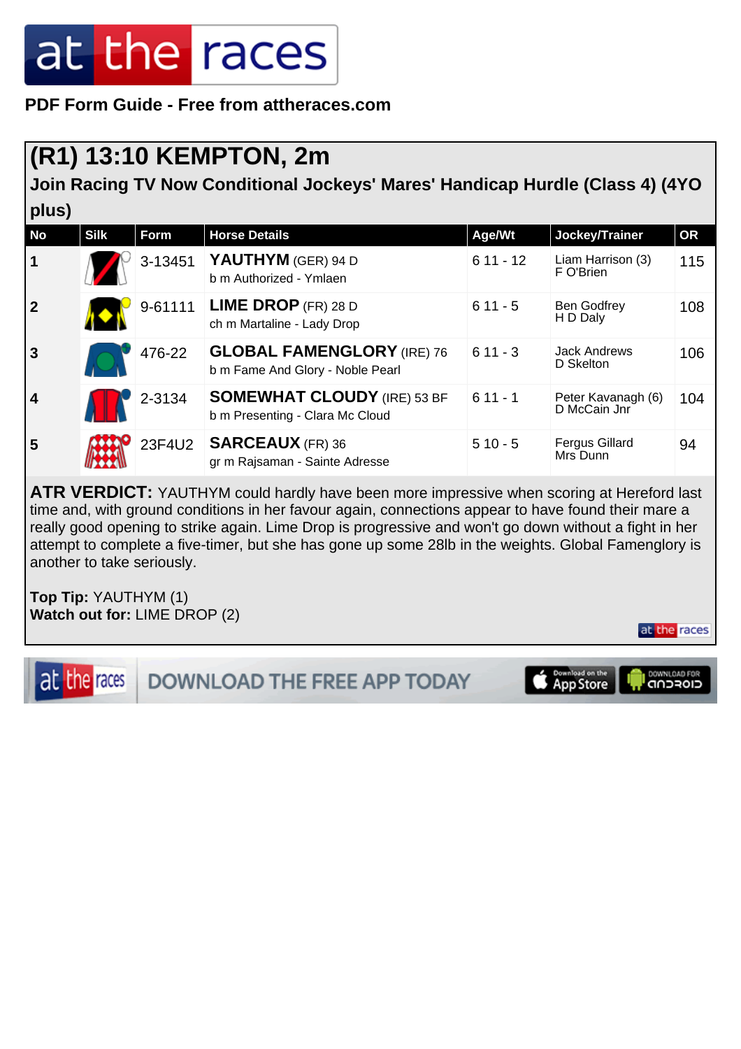**PDF Form Guide - Free from attheraces.com**

# (R1) 13:10 KEMPTON, 2m

## Join Racing TV Now Conditional Jockeys' Mares' Handicap Hurdle (Class 4) (4YO plus)

| No | Silk | Form | Horse Details | Age/Wt | Jockey/Trainer | OR |
|---|---|---|---|---|---|---|
| 1 | | 3-13451 | **YAUTHYM** (GER) 94 D<br>b m Authorized - Ymlaen | 6 11 - 12 | Liam Harrison (3)<br>F O'Brien | 115 |
| 2 | | 9-61111 | **LIME DROP** (FR) 28 D<br>ch m Martaline - Lady Drop | 6 11 - 5 | Ben Godfrey<br>H D Daly | 108 |
| 3 | | 476-22 | **GLOBAL FAMENGLORY** (IRE) 76<br>b m Fame And Glory - Noble Pearl | 6 11 - 3 | Jack Andrews<br>D Skelton | 106 |
| 4 | | 2-3134 | **SOMEWHAT CLOUDY** (IRE) 53 BF<br>b m Presenting - Clara Mc Cloud | 6 11 - 1 | Peter Kavanagh (6)<br>D McCain Jnr | 104 |
| 5 | | 23F4U2 | **SARCEAUX** (FR) 36<br>gr m Rajsaman - Sainte Adresse | 5 10 - 5 | Fergus Gillard<br>Mrs Dunn | 94 |

**ATR VERDICT:** YAUTHYM could hardly have been more impressive when scoring at Hereford last time and, with ground conditions in her favour again, connections appear to have found their mare a really good opening to strike again. Lime Drop is progressive and won't go down without a fight in her attempt to complete a five-timer, but she has gone up some 28lb in the weights. Global Famenglory is another to take seriously.

**Top Tip:** YAUTHYM (1)
**Watch out for:** LIME DROP (2)

DOWNLOAD THE FREE APP TODAY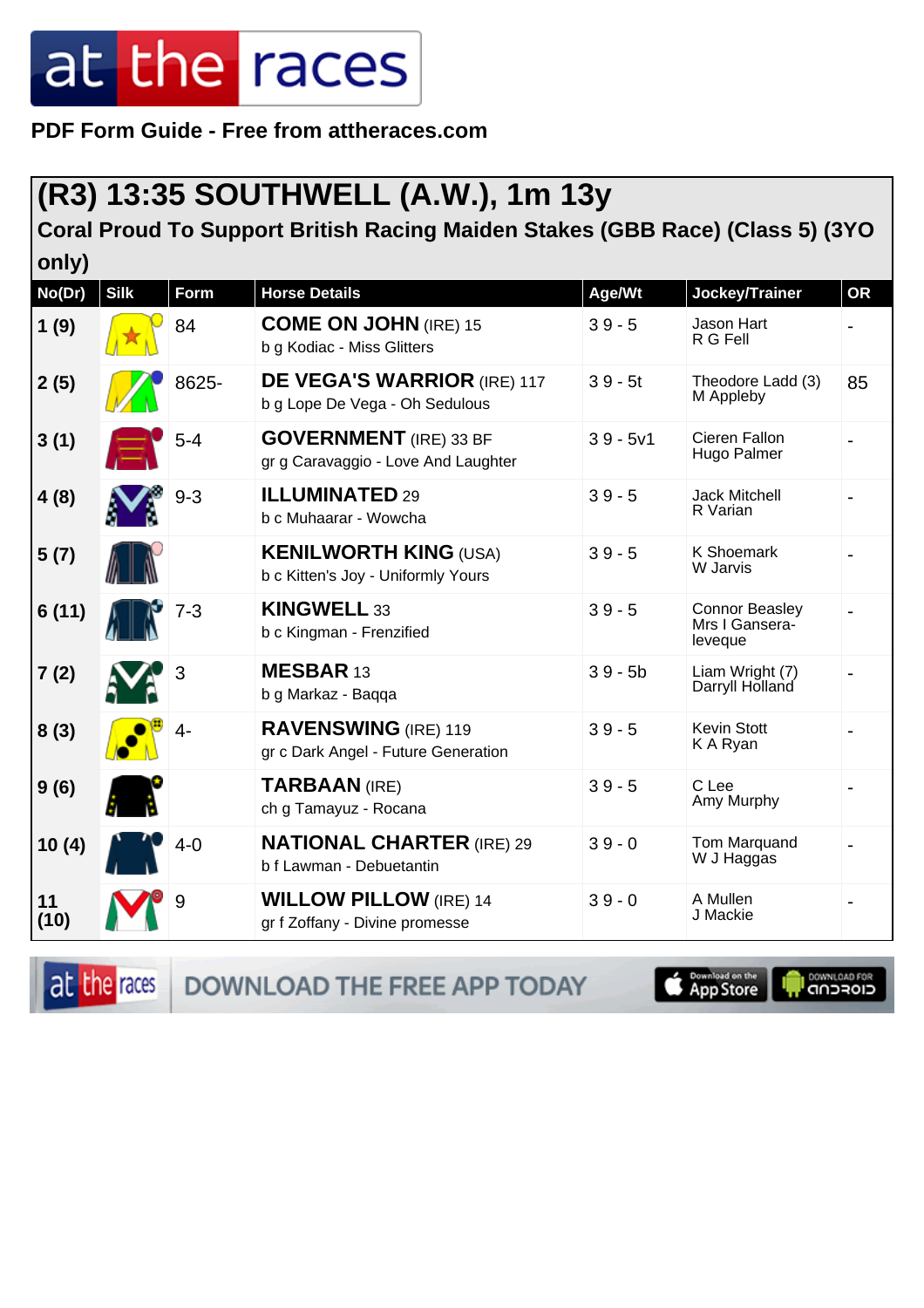PDF Form Guide - Free from attheraces.com

# (R3) 13:35 SOUTHWELL (A.W.), 1m 13y

## Coral Proud To Support British Racing Maiden Stakes (GBB Race) (Class 5) (3YO only)

| No(Dr) | Silk | Form | Horse Details | Age/Wt | Jockey/Trainer | OR |
|---|---|---|---|---|---|---|
| 1 (9) | | 84 | **COME ON JOHN** (IRE) 15<br>b g Kodiac - Miss Glitters | 3 9 - 5 | Jason Hart<br>R G Fell | - |
| 2 (5) | | 8625- | **DE VEGA'S WARRIOR** (IRE) 117<br>b g Lope De Vega - Oh Sedulous | 3 9 - 5t | Theodore Ladd (3)<br>M Appleby | 85 |
| 3 (1) | | 5-4 | **GOVERNMENT** (IRE) 33 BF<br>gr g Caravaggio - Love And Laughter | 3 9 - 5v1 | Cieren Fallon<br>Hugo Palmer | - |
| 4 (8) | | 9-3 | **ILLUMINATED** 29<br>b c Muhaarar - Wowcha | 3 9 - 5 | Jack Mitchell<br>R Varian | - |
| 5 (7) | | | **KENILWORTH KING** (USA)<br>b c Kitten's Joy - Uniformly Yours | 3 9 - 5 | K Shoemark<br>W Jarvis | - |
| 6 (11) | | 7-3 | **KINGWELL** 33<br>b c Kingman - Frenzified | 3 9 - 5 | Connor Beasley<br>Mrs I Gansera-leveque | - |
| 7 (2) | | 3 | **MESBAR** 13<br>b g Markaz - Baqqa | 3 9 - 5b | Liam Wright (7)<br>Darryll Holland | - |
| 8 (3) | | 4- | **RAVENSWING** (IRE) 119<br>gr c Dark Angel - Future Generation | 3 9 - 5 | Kevin Stott<br>K A Ryan | - |
| 9 (6) | | | **TARBAAN** (IRE)<br>ch g Tamayuz - Rocana | 3 9 - 5 | C Lee<br>Amy Murphy | - |
| 10 (4) | | 4-0 | **NATIONAL CHARTER** (IRE) 29<br>b f Lawman - Debuetantin | 3 9 - 0 | Tom Marquand<br>W J Haggas | - |
| 11 (10) | | 9 | **WILLOW PILLOW** (IRE) 14<br>gr f Zoffany - Divine promesse | 3 9 - 0 | A Mullen<br>J Mackie | - |

DOWNLOAD THE FREE APP TODAY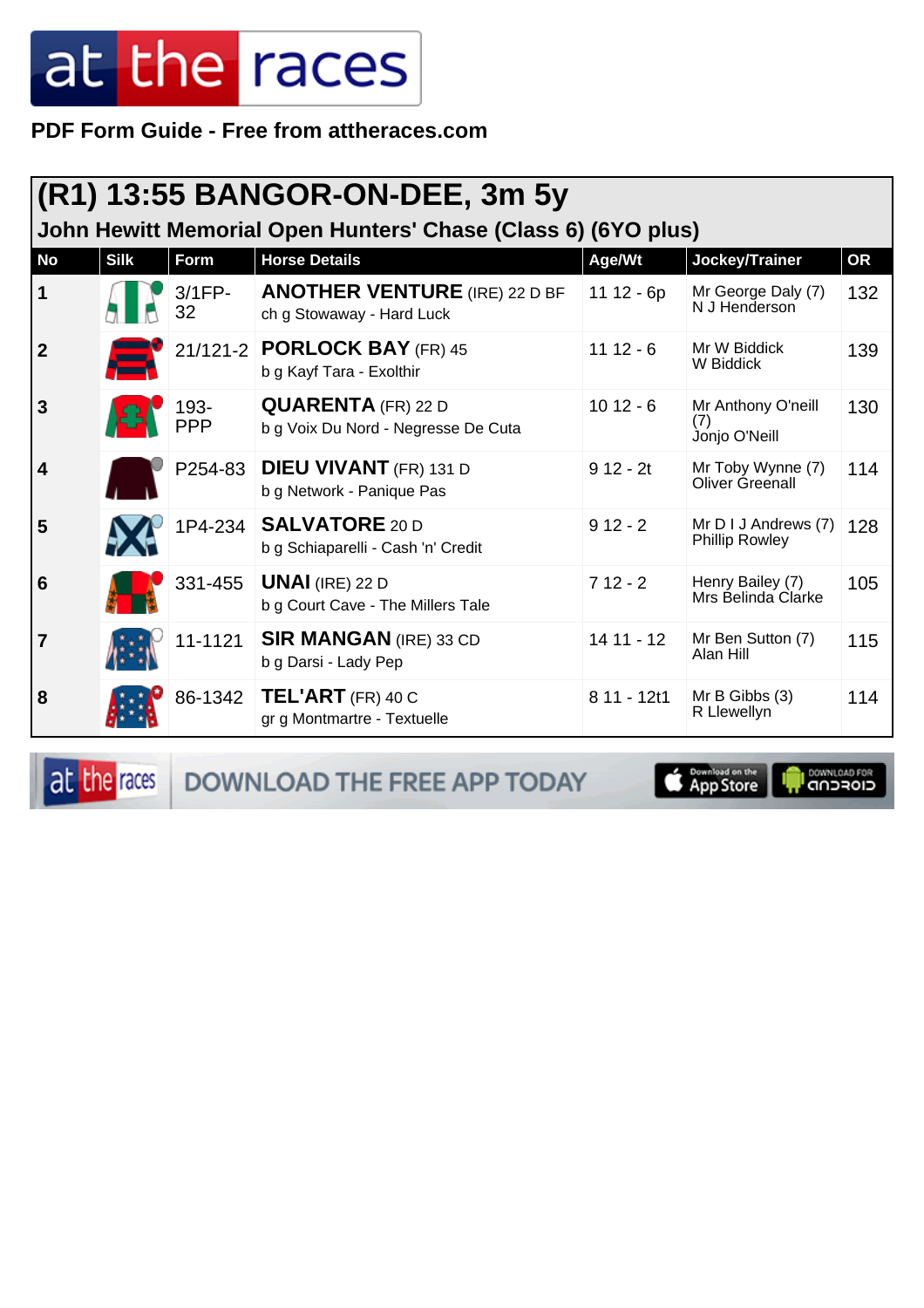# at the races

**PDF Form Guide - Free from attheraces.com**

## (R1) 13:55 BANGOR-ON-DEE, 3m 5y

### John Hewitt Memorial Open Hunters' Chase (Class 6) (6YO plus)

| No | Silk | Form | Horse Details | Age/Wt | Jockey/Trainer | OR |
|---|---|---|---|---|---|---|
| 1 | | 3/1FP-32 | **ANOTHER VENTURE** (IRE) 22 D BF<br>ch g Stowaway - Hard Luck | 11 12 - 6p | Mr George Daly (7)<br>N J Henderson | 132 |
| 2 | | 21/121-2 | **PORLOCK BAY** (FR) 45<br>b g Kayf Tara - Exolthir | 11 12 - 6 | Mr W Biddick<br>W Biddick | 139 |
| 3 | | 193-PPP | **QUARENTA** (FR) 22 D<br>b g Voix Du Nord - Negresse De Cuta | 10 12 - 6 | Mr Anthony O'neill (7)<br>Jonjo O'Neill | 130 |
| 4 | | P254-83 | **DIEU VIVANT** (FR) 131 D<br>b g Network - Panique Pas | 9 12 - 2t | Mr Toby Wynne (7)<br>Oliver Greenall | 114 |
| 5 | | 1P4-234 | **SALVATORE** 20 D<br>b g Schiaparelli - Cash 'n' Credit | 9 12 - 2 | Mr D I J Andrews (7)<br>Phillip Rowley | 128 |
| 6 | | 331-455 | **UNAI** (IRE) 22 D<br>b g Court Cave - The Millers Tale | 7 12 - 2 | Henry Bailey (7)<br>Mrs Belinda Clarke | 105 |
| 7 | | 11-1121 | **SIR MANGAN** (IRE) 33 CD<br>b g Darsi - Lady Pep | 14 11 - 12 | Mr Ben Sutton (7)<br>Alan Hill | 115 |
| 8 | | 86-1342 | **TEL'ART** (FR) 40 C<br>gr g Montmartre - Textuelle | 8 11 - 12t1 | Mr B Gibbs (3)<br>R Llewellyn | 114 |

at the races DOWNLOAD THE FREE APP TODAY